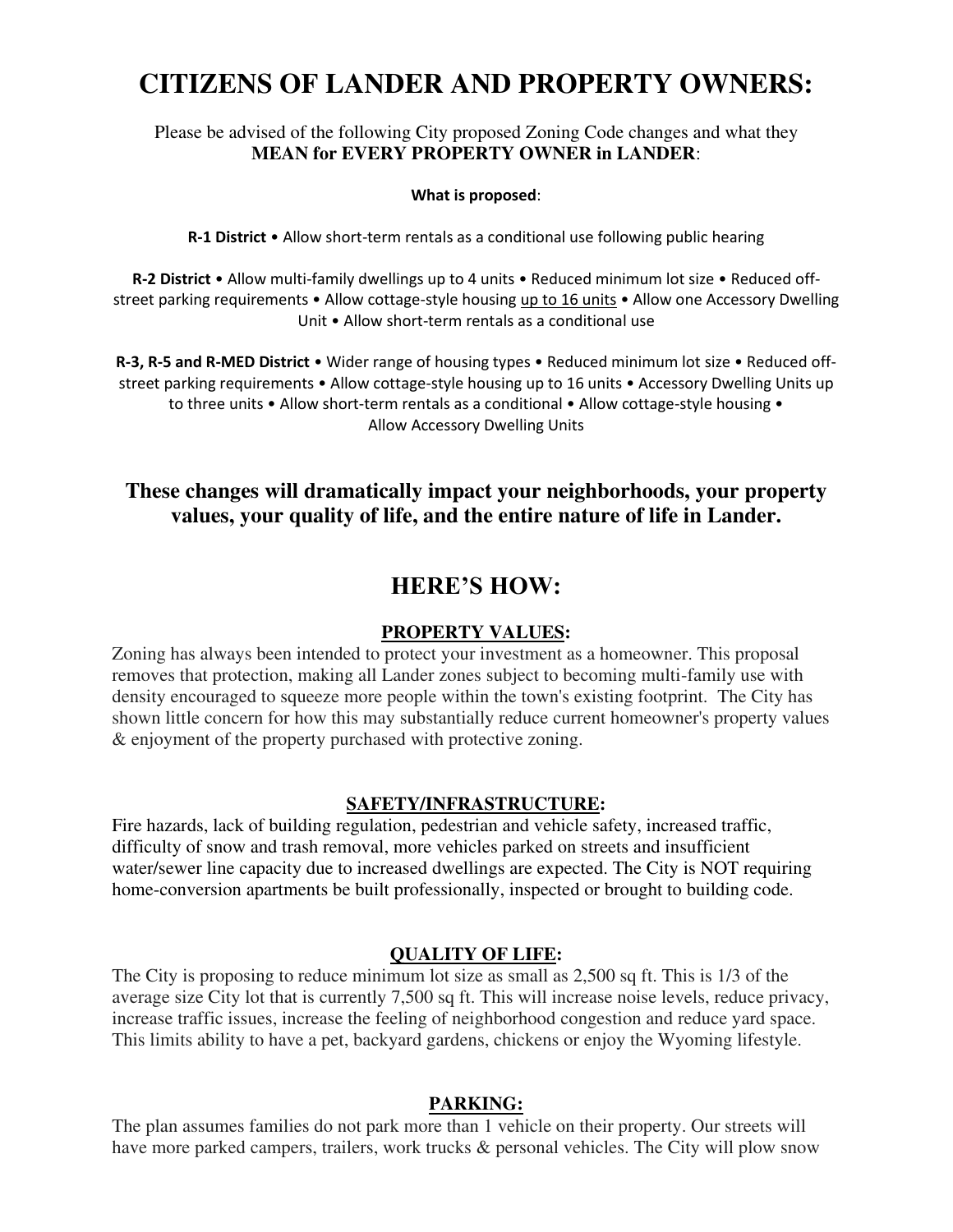# CITIZENS OF LANDER AND PROPERTY OWNERS:

Please be advised of the following City proposed Zoning Code changes and what they **MEAN for EVERY PROPERTY OWNER in LANDER**:

**What is proposed**:

**R-1 District** • Allow short-term rentals as a conditional use following public hearing

**R-2 District** • Allow multi-family dwellings up to 4 units • Reduced minimum lot size • Reduced off-street parking requirements • Allow cottage-style housing <u>up to 16 units</u> • Allow one Accessory Dwelling Unit • Allow short-term rentals as a conditional use

**R-3, R-5 and R-MED District** • Wider range of housing types • Reduced minimum lot size • Reduced off-street parking requirements • Allow cottage-style housing up to 16 units • Accessory Dwelling Units up to three units • Allow short-term rentals as a conditional • Allow cottage-style housing • Allow Accessory Dwelling Units

### These changes will dramatically impact your neighborhoods, your property values, your quality of life, and the entire nature of life in Lander.

## HERE'S HOW:

### PROPERTY VALUES:

Zoning has always been intended to protect your investment as a homeowner. This proposal removes that protection, making all Lander zones subject to becoming multi-family use with density encouraged to squeeze more people within the town's existing footprint. The City has shown little concern for how this may substantially reduce current homeowner's property values & enjoyment of the property purchased with protective zoning.

### SAFETY/INFRASTRUCTURE:

Fire hazards, lack of building regulation, pedestrian and vehicle safety, increased traffic, difficulty of snow and trash removal, more vehicles parked on streets and insufficient water/sewer line capacity due to increased dwellings are expected. The City is NOT requiring home-conversion apartments be built professionally, inspected or brought to building code.

### QUALITY OF LIFE:

The City is proposing to reduce minimum lot size as small as 2,500 sq ft. This is 1/3 of the average size City lot that is currently 7,500 sq ft. This will increase noise levels, reduce privacy, increase traffic issues, increase the feeling of neighborhood congestion and reduce yard space. This limits ability to have a pet, backyard gardens, chickens or enjoy the Wyoming lifestyle.

### PARKING:

The plan assumes families do not park more than 1 vehicle on their property. Our streets will have more parked campers, trailers, work trucks & personal vehicles. The City will plow snow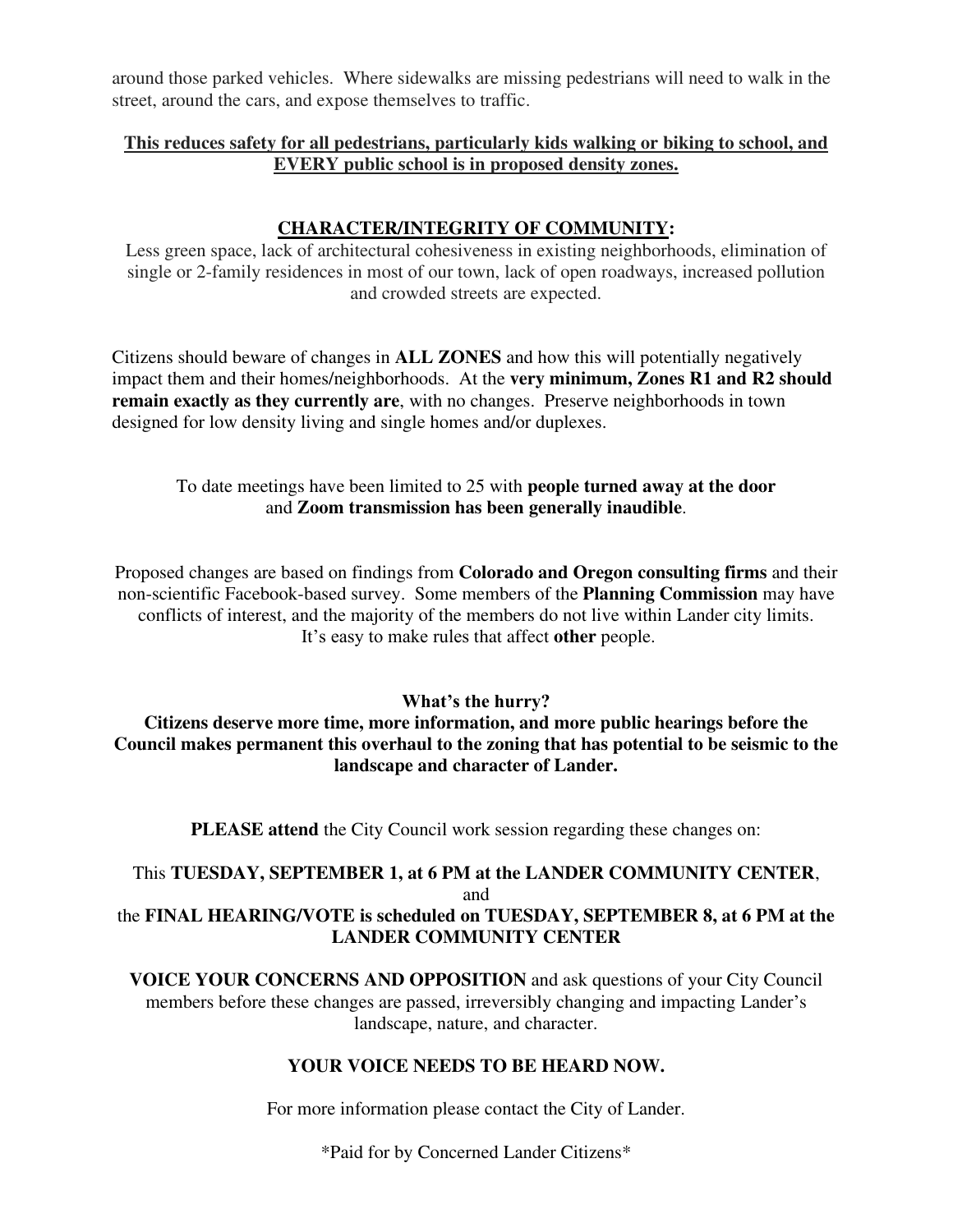around those parked vehicles. Where sidewalks are missing pedestrians will need to walk in the street, around the cars, and expose themselves to traffic.

**<u>This reduces safety for all pedestrians, particularly kids walking or biking to school, and EVERY public school is in proposed density zones.</u>**

## <u>CHARACTER/INTEGRITY OF COMMUNITY</u>:

Less green space, lack of architectural cohesiveness in existing neighborhoods, elimination of single or 2-family residences in most of our town, lack of open roadways, increased pollution and crowded streets are expected.

Citizens should beware of changes in **ALL ZONES** and how this will potentially negatively impact them and their homes/neighborhoods. At the **very minimum, Zones R1 and R2 should remain exactly as they currently are**, with no changes. Preserve neighborhoods in town designed for low density living and single homes and/or duplexes.

To date meetings have been limited to 25 with **people turned away at the door** and **Zoom transmission has been generally inaudible**.

Proposed changes are based on findings from **Colorado and Oregon consulting firms** and their non-scientific Facebook-based survey. Some members of the **Planning Commission** may have conflicts of interest, and the majority of the members do not live within Lander city limits. It's easy to make rules that affect **other** people.

**What's the hurry?**

**Citizens deserve more time, more information, and more public hearings before the Council makes permanent this overhaul to the zoning that has potential to be seismic to the landscape and character of Lander.**

**PLEASE attend** the City Council work session regarding these changes on:

This **TUESDAY, SEPTEMBER 1, at 6 PM at the LANDER COMMUNITY CENTER**,

and

the **FINAL HEARING/VOTE is scheduled on TUESDAY, SEPTEMBER 8, at 6 PM at the LANDER COMMUNITY CENTER**

**VOICE YOUR CONCERNS AND OPPOSITION** and ask questions of your City Council members before these changes are passed, irreversibly changing and impacting Lander's landscape, nature, and character.

**YOUR VOICE NEEDS TO BE HEARD NOW.**

For more information please contact the City of Lander.

*Paid for by Concerned Lander Citizens*